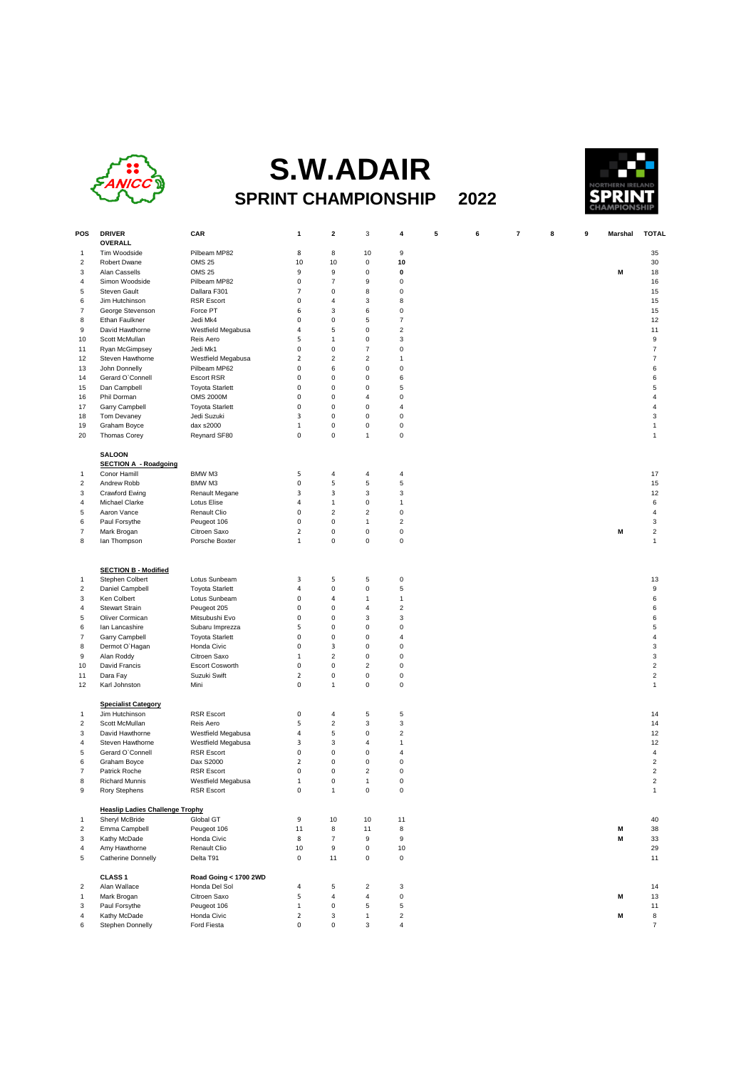# S.W.ADAIR

## SPRINT CHAMPIONSHIP 2022

| POS | DRIVER | CAR | 1 | 2 | 3 | 4 | 5 | 6 | 7 | 8 | 9 | Marshal | TOTAL |
|---|---|---|---|---|---|---|---|---|---|---|---|---|---|
| | **OVERALL** | | | | | | | | | | | | |
| 1 | Tim Woodside | Pilbeam MP82 | 8 | 8 | 10 | 9 | | | | | | | 35 |
| 2 | Robert Dwane | OMS 25 | 10 | 10 | 0 | **10** | | | | | | | 30 |
| 3 | Alan Cassells | OMS 25 | 9 | 9 | 0 | **0** | | | | | | **M** | 18 |
| 4 | Simon Woodside | Pilbeam MP82 | 0 | 7 | 9 | 0 | | | | | | | 16 |
| 5 | Steven Gault | Dallara F301 | 7 | 0 | 8 | 0 | | | | | | | 15 |
| 6 | Jim Hutchinson | RSR Escort | 0 | 4 | 3 | 8 | | | | | | | 15 |
| 7 | George Stevenson | Force PT | 6 | 3 | 6 | 0 | | | | | | | 15 |
| 8 | Ethan Faulkner | Jedi Mk4 | 0 | 0 | 5 | 7 | | | | | | | 12 |
| 9 | David Hawthorne | Westfield Megabusa | 4 | 5 | 0 | 2 | | | | | | | 11 |
| 10 | Scott McMullan | Reis Aero | 5 | 1 | 0 | 3 | | | | | | | 9 |
| 11 | Ryan McGimpsey | Jedi Mk1 | 0 | 0 | 7 | 0 | | | | | | | 7 |
| 12 | Steven Hawthorne | Westfield Megabusa | 2 | 2 | 2 | 1 | | | | | | | 7 |
| 13 | John Donnelly | Pilbeam MP62 | 0 | 6 | 0 | 0 | | | | | | | 6 |
| 14 | Gerard O`Connell | Escort RSR | 0 | 0 | 0 | 6 | | | | | | | 6 |
| 15 | Dan Campbell | Toyota Starlett | 0 | 0 | 0 | 5 | | | | | | | 5 |
| 16 | Phil Dorman | OMS 2000M | 0 | 0 | 4 | 0 | | | | | | | 4 |
| 17 | Garry Campbell | Toyota Starlett | 0 | 0 | 0 | 4 | | | | | | | 4 |
| 18 | Tom Devaney | Jedi Suzuki | 3 | 0 | 0 | 0 | | | | | | | 3 |
| 19 | Graham Boyce | dax s2000 | 1 | 0 | 0 | 0 | | | | | | | 1 |
| 20 | Thomas Corey | Reynard SF80 | 0 | 0 | 1 | 0 | | | | | | | 1 |
| | **SALOON** | | | | | | | | | | | | |
| | **SECTION A - Roadgoing** | | | | | | | | | | | | |
| 1 | Conor Hamill | BMW M3 | 5 | 4 | 4 | 4 | | | | | | | 17 |
| 2 | Andrew Robb | BMW M3 | 0 | 5 | 5 | 5 | | | | | | | 15 |
| 3 | Crawford Ewing | Renault Megane | 3 | 3 | 3 | 3 | | | | | | | 12 |
| 4 | Michael Clarke | Lotus Elise | 4 | 1 | 0 | 1 | | | | | | | 6 |
| 5 | Aaron Vance | Renault Clio | 0 | 2 | 2 | 0 | | | | | | | 4 |
| 6 | Paul Forsythe | Peugeot 106 | 0 | 0 | 1 | 2 | | | | | | | 3 |
| 7 | Mark Brogan | Citroen Saxo | 2 | 0 | 0 | 0 | | | | | | **M** | 2 |
| 8 | Ian Thompson | Porsche Boxter | 1 | 0 | 0 | 0 | | | | | | | 1 |
| | **SECTION B - Modified** | | | | | | | | | | | | |
| 1 | Stephen Colbert | Lotus Sunbeam | 3 | 5 | 5 | 0 | | | | | | | 13 |
| 2 | Daniel Campbell | Toyota Starlett | 4 | 0 | 0 | 5 | | | | | | | 9 |
| 3 | Ken Colbert | Lotus Sunbeam | 0 | 4 | 1 | 1 | | | | | | | 6 |
| 4 | Stewart Strain | Peugeot 205 | 0 | 0 | 4 | 2 | | | | | | | 6 |
| 5 | Oliver Cormican | Mitsubushi Evo | 0 | 0 | 3 | 3 | | | | | | | 6 |
| 6 | Ian Lancashire | Subaru Imprezza | 5 | 0 | 0 | 0 | | | | | | | 5 |
| 7 | Garry Campbell | Toyota Starlett | 0 | 0 | 0 | 4 | | | | | | | 4 |
| 8 | Dermot O`Hagan | Honda Civic | 0 | 3 | 0 | 0 | | | | | | | 3 |
| 9 | Alan Roddy | Citroen Saxo | 1 | 2 | 0 | 0 | | | | | | | 3 |
| 10 | David Francis | Escort Cosworth | 0 | 0 | 2 | 0 | | | | | | | 2 |
| 11 | Dara Fay | Suzuki Swift | 2 | 0 | 0 | 0 | | | | | | | 2 |
| 12 | Karl Johnston | Mini | 0 | 1 | 0 | 0 | | | | | | | 1 |
| | **Specialist Category** | | | | | | | | | | | | |
| 1 | Jim Hutchinson | RSR Escort | 0 | 4 | 5 | 5 | | | | | | | 14 |
| 2 | Scott McMullan | Reis Aero | 5 | 2 | 3 | 3 | | | | | | | 14 |
| 3 | David Hawthorne | Westfield Megabusa | 4 | 5 | 0 | 2 | | | | | | | 12 |
| 4 | Steven Hawthorne | Westfield Megabusa | 3 | 3 | 4 | 1 | | | | | | | 12 |
| 5 | Gerard O`Connell | RSR Escort | 0 | 0 | 0 | 4 | | | | | | | 4 |
| 6 | Graham Boyce | Dax S2000 | 2 | 0 | 0 | 0 | | | | | | | 2 |
| 7 | Patrick Roche | RSR Escort | 0 | 0 | 2 | 0 | | | | | | | 2 |
| 8 | Richard Munnis | Westfield Megabusa | 1 | 0 | 1 | 0 | | | | | | | 2 |
| 9 | Rory Stephens | RSR Escort | 0 | 1 | 0 | 0 | | | | | | | 1 |
| | **Heaslip Ladies Challenge Trophy** | | | | | | | | | | | | |
| 1 | Sheryl McBride | Global GT | 9 | 10 | 10 | 11 | | | | | | | 40 |
| 2 | Emma Campbell | Peugeot 106 | 11 | 8 | 11 | 8 | | | | | | **M** | 38 |
| 3 | Kathy McDade | Honda Civic | 8 | 7 | 9 | 9 | | | | | | **M** | 33 |
| 4 | Amy Hawthorne | Renault Clio | 10 | 9 | 0 | 10 | | | | | | | 29 |
| 5 | Catherine Donnelly | Delta T91 | 0 | 11 | 0 | 0 | | | | | | | 11 |
| | **CLASS 1** | **Road Going < 1700 2WD** | | | | | | | | | | | |
| 2 | Alan Wallace | Honda Del Sol | 4 | 5 | 2 | 3 | | | | | | | 14 |
| 1 | Mark Brogan | Citroen Saxo | 5 | 4 | 4 | 0 | | | | | | **M** | 13 |
| 3 | Paul Forsythe | Peugeot 106 | 1 | 0 | 5 | 5 | | | | | | | 11 |
| 4 | Kathy McDade | Honda Civic | 2 | 3 | 1 | 2 | | | | | | **M** | 8 |
| 6 | Stephen Donnelly | Ford Fiesta | 0 | 0 | 3 | 4 | | | | | | | 7 |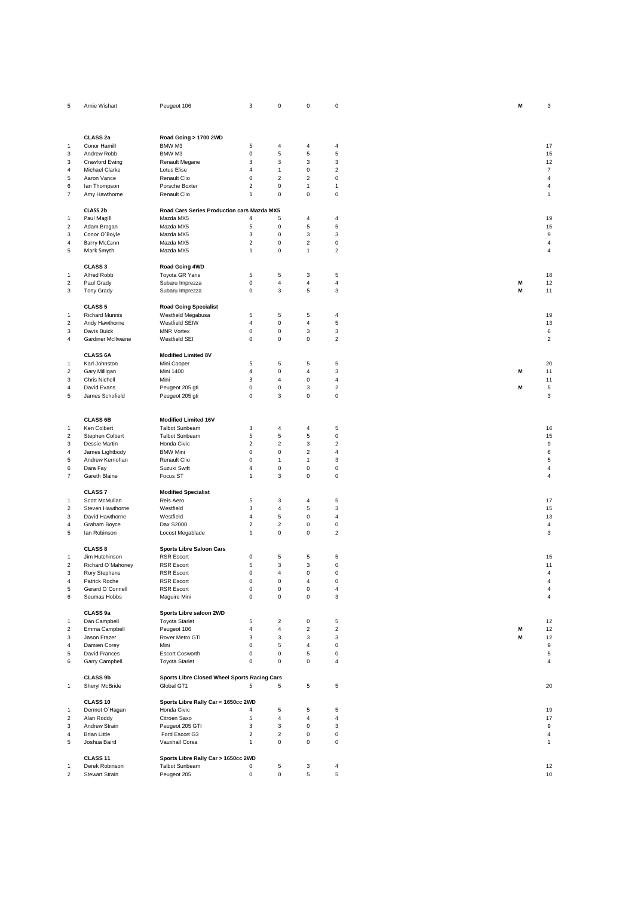| Pos | Driver | Car | R1 | R2 | R3 | R4 | | Total |
|---|---|---|---|---|---|---|---|---|
| 5 | Arnie Wishart | Peugeot 106 | 3 | 0 | 0 | 0 | M | 3 |
| | | | | | | | | |
| | **CLASS 2a** | **Road Going > 1700 2WD** | | | | | | |
| 1 | Conor Hamill | BMW M3 | 5 | 4 | 4 | 4 | | 17 |
| 3 | Andrew Robb | BMW M3 | 0 | 5 | 5 | 5 | | 15 |
| 3 | Crawford Ewing | Renault Megane | 3 | 3 | 3 | 3 | | 12 |
| 4 | Michael Clarke | Lotus Elise | 4 | 1 | 0 | 2 | | 7 |
| 5 | Aaron Vance | Renault Clio | 0 | 2 | 2 | 0 | | 4 |
| 6 | Ian Thompson | Porsche Boxter | 2 | 0 | 1 | 1 | | 4 |
| 7 | Amy Hawthorne | Renault Clio | 1 | 0 | 0 | 0 | | 1 |
| | | | | | | | | |
| | **CLASS 2b** | **Road Cars Series Production cars Mazda MX5** | | | | | | |
| 1 | Paul Magill | Mazda MX5 | 4 | 5 | 4 | 4 | | 19 |
| 2 | Adam Brogan | Mazda MX5 | 5 | 0 | 5 | 5 | | 15 |
| 3 | Conor O`Boyle | Mazda MX5 | 3 | 0 | 3 | 3 | | 9 |
| 4 | Barry McCann | Mazda MX5 | 2 | 0 | 2 | 0 | | 4 |
| 5 | Mark Smyth | Mazda MX5 | 1 | 0 | 1 | 2 | | 4 |
| | | | | | | | | |
| | **CLASS 3** | **Road Going 4WD** | | | | | | |
| 1 | Alfred Robb | Toyota GR Yaris | 5 | 5 | 3 | 5 | | 18 |
| 2 | Paul Grady | Subaru Imprezza | 0 | 4 | 4 | 4 | M | 12 |
| 3 | Tony Grady | Subaru Imprezza | 0 | 3 | 5 | 3 | M | 11 |
| | | | | | | | | |
| | **CLASS 5** | **Road Going Specialist** | | | | | | |
| 1 | Richard Munnis | Westfield Megabusa | 5 | 5 | 5 | 4 | | 19 |
| 2 | Andy Hawthorne | Westfield SEIW | 4 | 0 | 4 | 5 | | 13 |
| 3 | Davis Buick | MNR Vortex | 0 | 0 | 3 | 3 | | 6 |
| 4 | Gardiner McIlwaine | Westfield SEI | 0 | 0 | 0 | 2 | | 2 |
| | | | | | | | | |
| | **CLASS 6A** | **Modified Limited 8V** | | | | | | |
| 1 | Karl Johnston | Mini Cooper | 5 | 5 | 5 | 5 | | 20 |
| 2 | Gary Milligan | Mini 1400 | 4 | 0 | 4 | 3 | M | 11 |
| 3 | Chris Nicholl | Mini | 3 | 4 | 0 | 4 | | 11 |
| 4 | David Evans | Peugeot 205 gti | 0 | 0 | 3 | 2 | M | 5 |
| 5 | James Schofield | Peugeot 205 gti | 0 | 3 | 0 | 0 | | 3 |
| | | | | | | | | |
| | **CLASS 6B** | **Modified Limited 16V** | | | | | | |
| 1 | Ken Colbert | Talbot Sunbeam | 3 | 4 | 4 | 5 | | 16 |
| 2 | Stephen Colbert | Talbot Sunbeam | 5 | 5 | 5 | 0 | | 15 |
| 3 | Dessie Martin | Honda Civic | 2 | 2 | 3 | 2 | | 9 |
| 4 | James Lightbody | BMW Mini | 0 | 0 | 2 | 4 | | 6 |
| 5 | Andrew Kernohan | Renault Clio | 0 | 1 | 1 | 3 | | 5 |
| 6 | Dara Fay | Suzuki Swift | 4 | 0 | 0 | 0 | | 4 |
| 7 | Gareth Blaine | Focus ST | 1 | 3 | 0 | 0 | | 4 |
| | | | | | | | | |
| | **CLASS 7** | **Modified Specialist** | | | | | | |
| 1 | Scott McMullan | Reis Aero | 5 | 3 | 4 | 5 | | 17 |
| 2 | Steven Hawthorne | Westfield | 3 | 4 | 5 | 3 | | 15 |
| 3 | David Hawthorne | Westfield | 4 | 5 | 0 | 4 | | 13 |
| 4 | Graham Boyce | Dax S2000 | 2 | 2 | 0 | 0 | | 4 |
| 5 | Ian Robinson | Locost Megablade | 1 | 0 | 0 | 2 | | 3 |
| | | | | | | | | |
| | **CLASS 8** | **Sports Libre Saloon Cars** | | | | | | |
| 1 | Jim Hutchinson | RSR Escort | 0 | 5 | 5 | 5 | | 15 |
| 2 | Richard O`Mahoney | RSR Escort | 5 | 3 | 3 | 0 | | 11 |
| 3 | Rory Stephens | RSR Escort | 0 | 4 | 0 | 0 | | 4 |
| 4 | Patrick Roche | RSR Escort | 0 | 0 | 4 | 0 | | 4 |
| 5 | Gerard O`Connell | RSR Escort | 0 | 0 | 0 | 4 | | 4 |
| 6 | Seumas Hobbs | Maguire Mini | 0 | 0 | 0 | 3 | | 4 |
| | | | | | | | | |
| | **CLASS 9a** | **Sports Libre saloon 2WD** | | | | | | |
| 1 | Dan Campbell | Toyota Starlet | 5 | 2 | 0 | 5 | | 12 |
| 2 | Emma Campbell | Peugeot 106 | 4 | 4 | 2 | 2 | M | 12 |
| 3 | Jason Frazer | Rover Metro GTI | 3 | 3 | 3 | 3 | M | 12 |
| 4 | Damien Corey | Mini | 0 | 5 | 4 | 0 | | 9 |
| 5 | David Frances | Escort Cosworth | 0 | 0 | 5 | 0 | | 5 |
| 6 | Garry Campbell | Toyota Starlet | 0 | 0 | 0 | 4 | | 4 |
| | | | | | | | | |
| | **CLASS 9b** | **Sports Libre Closed Wheel Sports Racing Cars** | | | | | | |
| 1 | Sheryl McBride | Global GT1 | 5 | 5 | 5 | 5 | | 20 |
| | | | | | | | | |
| | **CLASS 10** | **Sports Libre Rally Car < 1650cc 2WD** | | | | | | |
| 1 | Dermot O`Hagan | Honda Civic | 4 | 5 | 5 | 5 | | 19 |
| 2 | Alan Roddy | Citroen Saxo | 5 | 4 | 4 | 4 | | 17 |
| 3 | Andrew Strain | Peugeot 205 GTI | 3 | 3 | 0 | 3 | | 9 |
| 4 | Brian Little | Ford Escort G3 | 2 | 2 | 0 | 0 | | 4 |
| 5 | Joshua Baird | Vauxhall Corsa | 1 | 0 | 0 | 0 | | 1 |
| | | | | | | | | |
| | **CLASS 11** | **Sports Libre Rally Car > 1650cc 2WD** | | | | | | |
| 1 | Derek Robinson | Talbot Sunbeam | 0 | 5 | 3 | 4 | | 12 |
| 2 | Stewart Strain | Peugeot 205 | 0 | 0 | 5 | 5 | | 10 |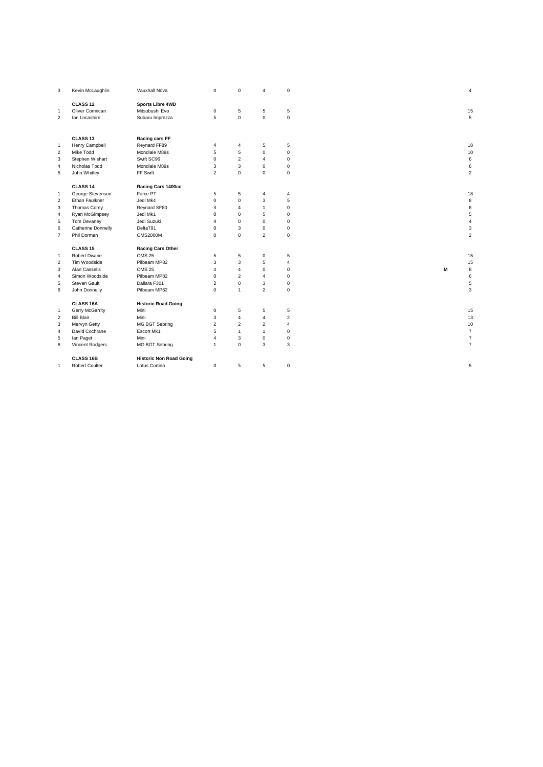| Pos | Driver | Car | | | | | | Total |
|---|---|---|---|---|---|---|---|---|
| 3 | Kevin McLaughlin | Vauxhall Nova | 0 | 0 | 4 | 0 | | 4 |
| | **CLASS 12** | **Sports Libre 4WD** | | | | | | |
| 1 | Oliver Cormican | Mitsubushi Evo | 0 | 5 | 5 | 5 | | 15 |
| 2 | Ian Lncashire | Subaru Imprezza | 5 | 0 | 0 | 0 | | 5 |
| | **CLASS 13** | **Racing cars FF** | | | | | | |
| 1 | Henry Campbell | Reynard FF89 | 4 | 4 | 5 | 5 | | 18 |
| 2 | Mike Todd | Mondiale M89s | 5 | 5 | 0 | 0 | | 10 |
| 3 | Stephen Wishart | Swift SC96 | 0 | 2 | 4 | 0 | | 6 |
| 4 | Nicholas Todd | Mondiale M89s | 3 | 3 | 0 | 0 | | 6 |
| 5 | John Whitley | FF Swift | 2 | 0 | 0 | 0 | | 2 |
| | **CLASS 14** | **Racing Cars 1400cc** | | | | | | |
| 1 | George Stevenson | Force PT | 5 | 5 | 4 | 4 | | 18 |
| 2 | Ethan Faulkner | Jedi Mk4 | 0 | 0 | 3 | 5 | | 8 |
| 3 | Thomas Corey | Reynard SF80 | 3 | 4 | 1 | 0 | | 8 |
| 4 | Ryan McGimpsey | Jedi Mk1 | 0 | 0 | 5 | 0 | | 5 |
| 5 | Tom Devaney | Jedi Suzuki | 4 | 0 | 0 | 0 | | 4 |
| 6 | Catherine Donnelly | DeltaT91 | 0 | 3 | 0 | 0 | | 3 |
| 7 | Phil Dorman | OMS2000M | 0 | 0 | 2 | 0 | | 2 |
| | **CLASS 15** | **Racing Cars Other** | | | | | | |
| 1 | Robert Dwane | OMS 25 | 5 | 5 | 0 | 5 | | 15 |
| 2 | Tim Woodside | Pilbeam MP82 | 3 | 3 | 5 | 4 | | 15 |
| 3 | Alan Cassells | OMS 25 | 4 | 4 | 0 | 0 | **M** | 8 |
| 4 | Simon Woodside | Pilbeam MP82 | 0 | 2 | 4 | 0 | | 6 |
| 5 | Steven Gault | Dallara F301 | 2 | 0 | 3 | 0 | | 5 |
| 6 | John Donnelly | Pilbeam MP62 | 0 | 1 | 2 | 0 | | 3 |
| | **CLASS 16A** | **Historic Road Going** | | | | | | |
| 1 | Gerry McGarrity | Mini | 0 | 5 | 5 | 5 | | 15 |
| 2 | Bill Blair | Mini | 3 | 4 | 4 | 2 | | 13 |
| 3 | Mervyn Getty | MG BGT Sebring | 2 | 2 | 2 | 4 | | 10 |
| 4 | David Cochrane | Escort Mk1 | 5 | 1 | 1 | 0 | | 7 |
| 5 | Ian Paget | Mini | 4 | 3 | 0 | 0 | | 7 |
| 6 | Vincent Rodgers | MG BGT Sebring | 1 | 0 | 3 | 3 | | 7 |
| | **CLASS 16B** | **Historic Non Road Going** | | | | | | |
| 1 | Robert Coulter | Lotus Cortina | 0 | 5 | 5 | 0 | | 5 |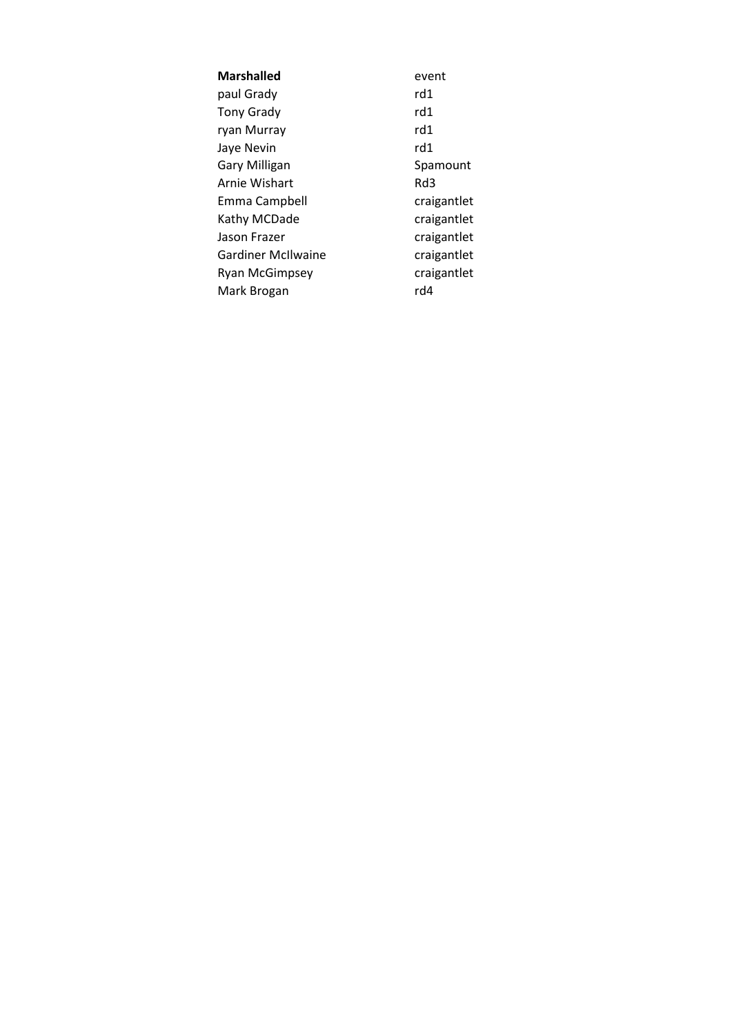| **Marshalled** | event |
|---|---|
| paul Grady | rd1 |
| Tony Grady | rd1 |
| ryan Murray | rd1 |
| Jaye Nevin | rd1 |
| Gary Milligan | Spamount |
| Arnie Wishart | Rd3 |
| Emma Campbell | craigantlet |
| Kathy MCDade | craigantlet |
| Jason Frazer | craigantlet |
| Gardiner McIlwaine | craigantlet |
| Ryan McGimpsey | craigantlet |
| Mark Brogan | rd4 |